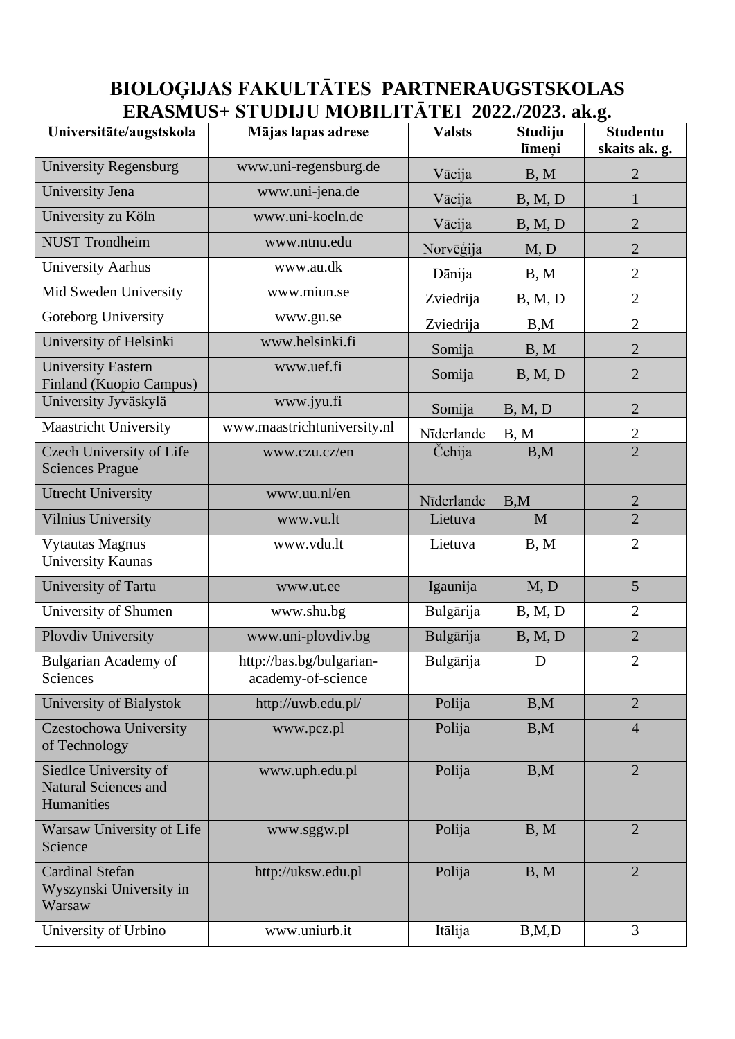# BIOLOĢIJAS FAKULTĀTES PARTNERAUGSTSKOLAS ERASMUS+ STUDIJU MOBILITĀTEI 2022./2023. ak.g.

| Universitāte/augstskola | Mājas lapas adrese | Valsts | Studiju līmeņi | Studentu skaits ak. g. |
|---|---|---|---|---|
| University Regensburg | www.uni-regensburg.de | Vācija | B, M | 2 |
| University Jena | www.uni-jena.de | Vācija | B, M, D | 1 |
| University zu Köln | www.uni-koeln.de | Vācija | B, M, D | 2 |
| NUST Trondheim | www.ntnu.edu | Norvēģija | M, D | 2 |
| University Aarhus | www.au.dk | Dānija | B, M | 2 |
| Mid Sweden University | www.miun.se | Zviedrija | B, M, D | 2 |
| Goteborg University | www.gu.se | Zviedrija | B,M | 2 |
| University of Helsinki | www.helsinki.fi | Somija | B, M | 2 |
| University Eastern Finland (Kuopio Campus) | www.uef.fi | Somija | B, M, D | 2 |
| University Jyväskylä | www.jyu.fi | Somija | B, M, D | 2 |
| Maastricht University | www.maastrichtuniversity.nl | Nīderlande | B, M | 2 |
| Czech University of Life Sciences Prague | www.czu.cz/en | Čehija | B,M | 2 |
| Utrecht University | www.uu.nl/en | Nīderlande | B,M | 2 |
| Vilnius University | www.vu.lt | Lietuva | M | 2 |
| Vytautas Magnus University Kaunas | www.vdu.lt | Lietuva | B, M | 2 |
| University of Tartu | www.ut.ee | Igaunija | M, D | 5 |
| University of Shumen | www.shu.bg | Bulgārija | B, M, D | 2 |
| Plovdiv University | www.uni-plovdiv.bg | Bulgārija | B, M, D | 2 |
| Bulgarian Academy of Sciences | http://bas.bg/bulgarian-academy-of-science | Bulgārija | D | 2 |
| University of Bialystok | http://uwb.edu.pl/ | Polija | B,M | 2 |
| Czestochowa University of Technology | www.pcz.pl | Polija | B,M | 4 |
| Siedlce University of Natural Sciences and Humanities | www.uph.edu.pl | Polija | B,M | 2 |
| Warsaw University of Life Science | www.sggw.pl | Polija | B, M | 2 |
| Cardinal Stefan Wyszynski University in Warsaw | http://uksw.edu.pl | Polija | B, M | 2 |
| University of Urbino | www.uniurb.it | Itālija | B,M,D | 3 |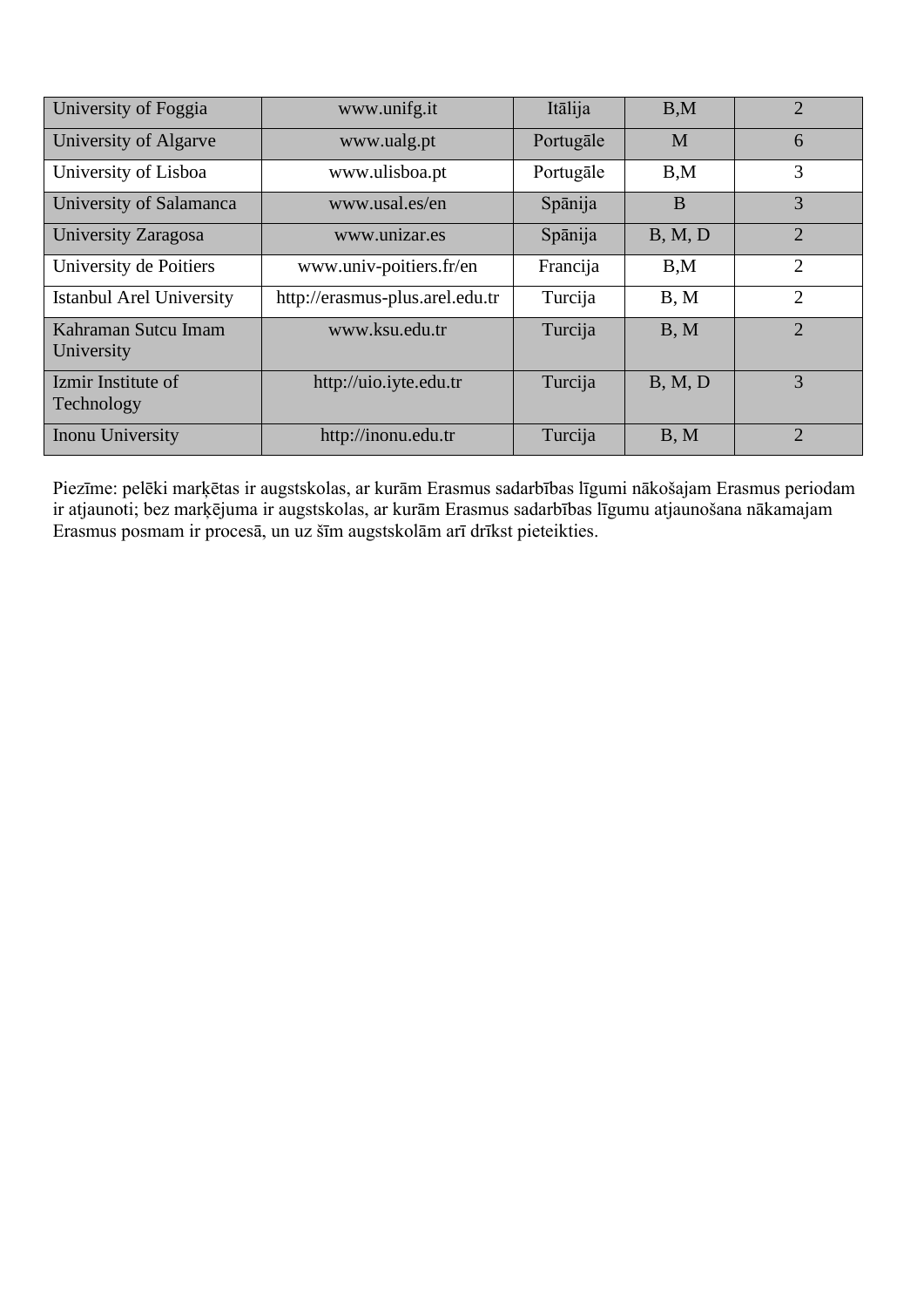| | | | | |
|---|---|---|---|---|
| University of Foggia | www.unifg.it | Itālija | B,M | 2 |
| University of Algarve | www.ualg.pt | Portugāle | M | 6 |
| University of Lisboa | www.ulisboa.pt | Portugāle | B,M | 3 |
| University of Salamanca | www.usal.es/en | Spānija | B | 3 |
| University Zaragosa | www.unizar.es | Spānija | B, M, D | 2 |
| University de Poitiers | www.univ-poitiers.fr/en | Francija | B,M | 2 |
| Istanbul Arel University | http://erasmus-plus.arel.edu.tr | Turcija | B, M | 2 |
| Kahraman Sutcu Imam University | www.ksu.edu.tr | Turcija | B, M | 2 |
| Izmir Institute of Technology | http://uio.iyte.edu.tr | Turcija | B, M, D | 3 |
| Inonu University | http://inonu.edu.tr | Turcija | B, M | 2 |

Piezīme: pelēki marķētas ir augstskolas, ar kurām Erasmus sadarbības līgumi nākošajam Erasmus periodam ir atjaunoti; bez marķējuma ir augstskolas, ar kurām Erasmus sadarbības līgumu atjaunošana nākamajam Erasmus posmam ir procesā, un uz šīm augstskolām arī drīkst pieteikties.